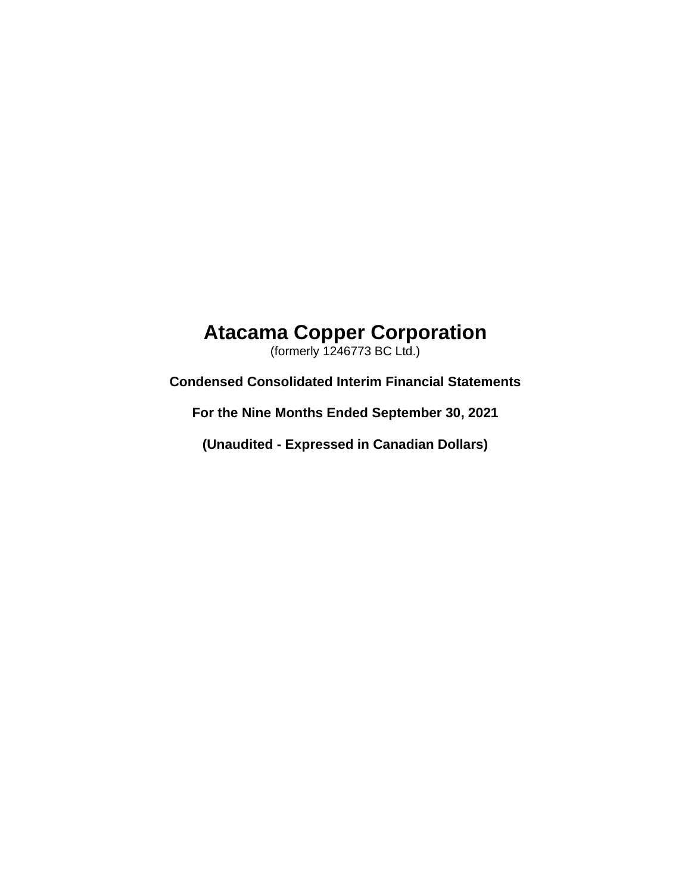# Atacama Copper Corporation

(formerly 1246773 BC Ltd.)

**Condensed Consolidated Interim Financial Statements**

**For the Nine Months Ended September 30, 2021**

**(Unaudited - Expressed in Canadian Dollars)**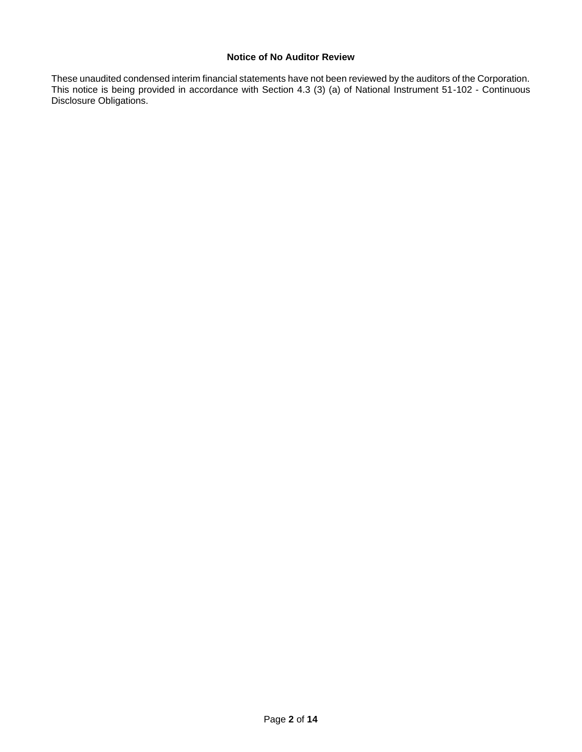**Notice of No Auditor Review**

These unaudited condensed interim financial statements have not been reviewed by the auditors of the Corporation. This notice is being provided in accordance with Section 4.3 (3) (a) of National Instrument 51-102 - Continuous Disclosure Obligations.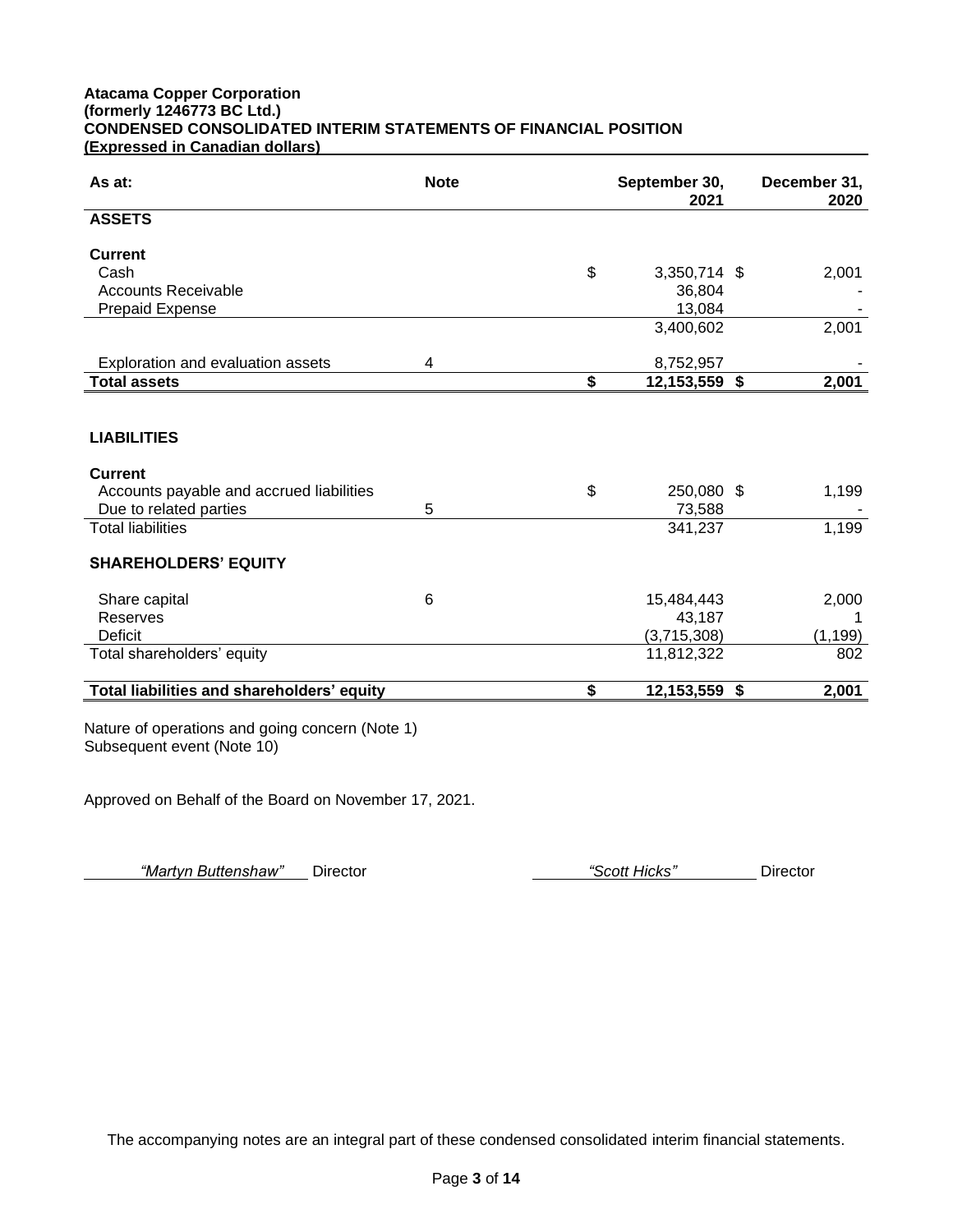**Atacama Copper Corporation**
**(formerly 1246773 BC Ltd.)**
**CONDENSED CONSOLIDATED INTERIM STATEMENTS OF FINANCIAL POSITION**
**(Expressed in Canadian dollars)**

| As at: | Note | September 30, 2021 | December 31, 2020 |
|---|---|---|---|
| **ASSETS** | | | |
| **Current** | | | |
| Cash | | $ 3,350,714 | $ 2,001 |
| Accounts Receivable | | 36,804 | - |
| Prepaid Expense | | 13,084 | - |
| | | 3,400,602 | 2,001 |
| Exploration and evaluation assets | 4 | 8,752,957 | - |
| **Total assets** | | **$ 12,153,559** | **$ 2,001** |
| **LIABILITIES** | | | |
| **Current** | | | |
| Accounts payable and accrued liabilities | | $ 250,080 | $ 1,199 |
| Due to related parties | 5 | 73,588 | - |
| Total liabilities | | 341,237 | 1,199 |
| **SHAREHOLDERS' EQUITY** | | | |
| Share capital | 6 | 15,484,443 | 2,000 |
| Reserves | | 43,187 | 1 |
| Deficit | | (3,715,308) | (1,199) |
| Total shareholders' equity | | 11,812,322 | 802 |
| **Total liabilities and shareholders' equity** | | **$ 12,153,559** | **$ 2,001** |

Nature of operations and going concern (Note 1)
Subsequent event (Note 10)

Approved on Behalf of the Board on November 17, 2021.

*"Martyn Buttenshaw"* Director | *"Scott Hicks"* Director

The accompanying notes are an integral part of these condensed consolidated interim financial statements.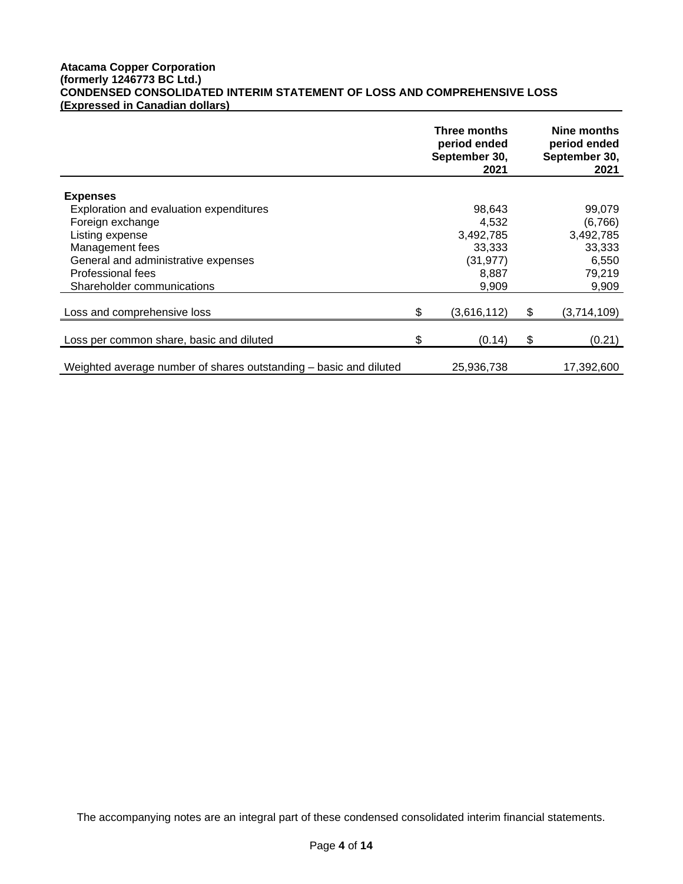**Atacama Copper Corporation**
**(formerly 1246773 BC Ltd.)**
**CONDENSED CONSOLIDATED INTERIM STATEMENT OF LOSS AND COMPREHENSIVE LOSS**
**(Expressed in Canadian dollars)**

| | Three months period ended September 30, 2021 | Nine months period ended September 30, 2021 |
|---|---|---|
| **Expenses** | | |
| Exploration and evaluation expenditures | 98,643 | 99,079 |
| Foreign exchange | 4,532 | (6,766) |
| Listing expense | 3,492,785 | 3,492,785 |
| Management fees | 33,333 | 33,333 |
| General and administrative expenses | (31,977) | 6,550 |
| Professional fees | 8,887 | 79,219 |
| Shareholder communications | 9,909 | 9,909 |
| Loss and comprehensive loss | $ (3,616,112) | $ (3,714,109) |
| Loss per common share, basic and diluted | $ (0.14) | $ (0.21) |
| Weighted average number of shares outstanding – basic and diluted | 25,936,738 | 17,392,600 |

The accompanying notes are an integral part of these condensed consolidated interim financial statements.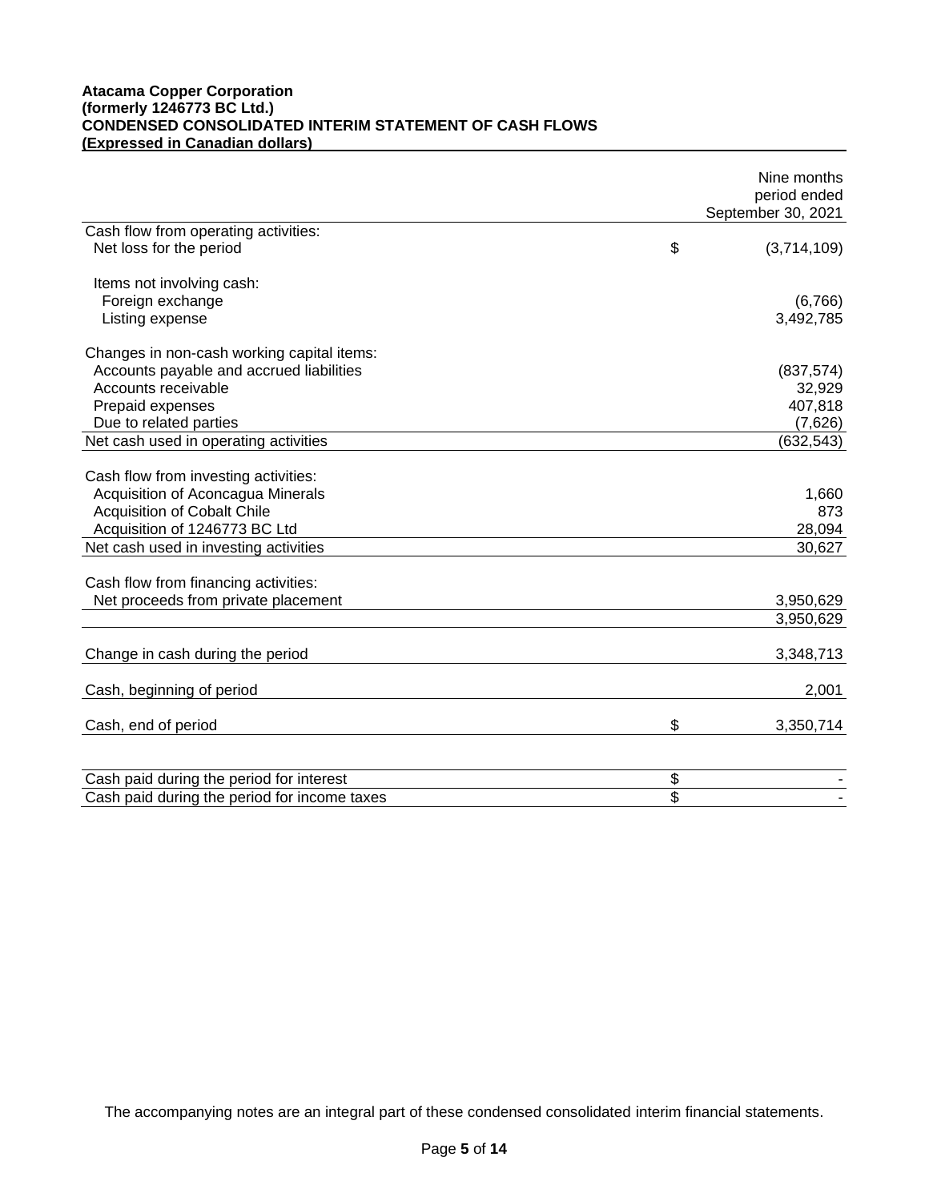**Atacama Copper Corporation**
**(formerly 1246773 BC Ltd.)**
**CONDENSED CONSOLIDATED INTERIM STATEMENT OF CASH FLOWS**
**(Expressed in Canadian dollars)**

| | | Nine months period ended September 30, 2021 |
|---|---|---|
| Cash flow from operating activities: | | |
| Net loss for the period | $ | (3,714,109) |
| | | |
| Items not involving cash: | | |
| Foreign exchange | | (6,766) |
| Listing expense | | 3,492,785 |
| | | |
| Changes in non-cash working capital items: | | |
| Accounts payable and accrued liabilities | | (837,574) |
| Accounts receivable | | 32,929 |
| Prepaid expenses | | 407,818 |
| Due to related parties | | (7,626) |
| Net cash used in operating activities | | (632,543) |
| | | |
| Cash flow from investing activities: | | |
| Acquisition of Aconcagua Minerals | | 1,660 |
| Acquisition of Cobalt Chile | | 873 |
| Acquisition of 1246773 BC Ltd | | 28,094 |
| Net cash used in investing activities | | 30,627 |
| | | |
| Cash flow from financing activities: | | |
| Net proceeds from private placement | | 3,950,629 |
| | | 3,950,629 |
| | | |
| Change in cash during the period | | 3,348,713 |
| | | |
| Cash, beginning of period | | 2,001 |
| | | |
| Cash, end of period | $ | 3,350,714 |
| | | |
| Cash paid during the period for interest | $ | - |
| Cash paid during the period for income taxes | $ | - |

The accompanying notes are an integral part of these condensed consolidated interim financial statements.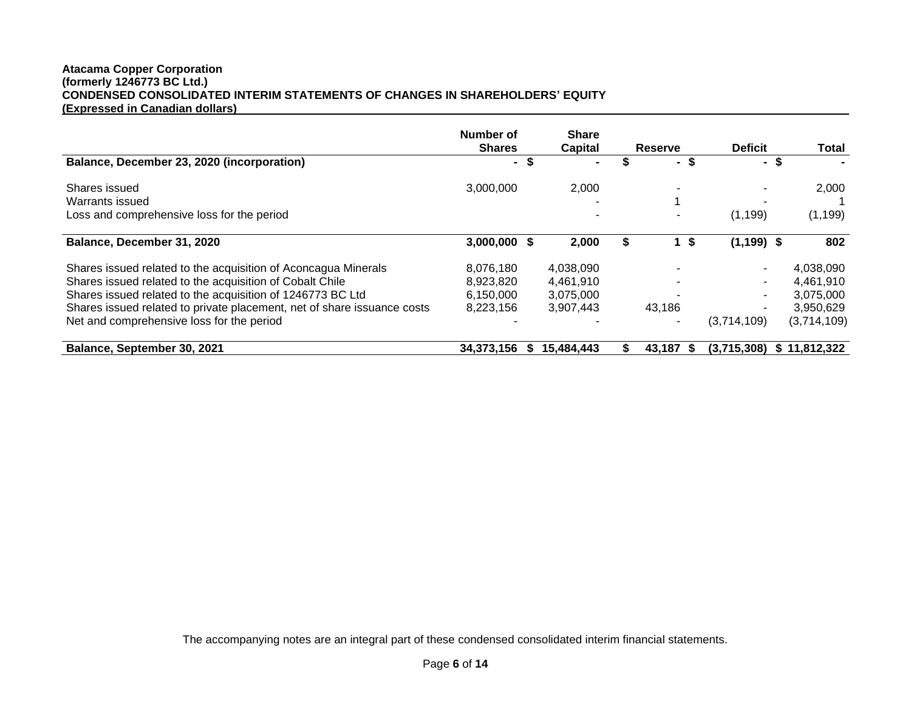**Atacama Copper Corporation**
**(formerly 1246773 BC Ltd.)**
**CONDENSED CONSOLIDATED INTERIM STATEMENTS OF CHANGES IN SHAREHOLDERS' EQUITY**
**(Expressed in Canadian dollars)**

| | Number of Shares | Share Capital | Reserve | Deficit | Total |
|---|---|---|---|---|---|
| **Balance, December 23, 2020 (incorporation)** | **-** | **$ -** | **$ -** | **$ -** | **$ -** |
| Shares issued | 3,000,000 | 2,000 | - | - | 2,000 |
| Warrants issued | | - | 1 | - | 1 |
| Loss and comprehensive loss for the period | | - | - | (1,199) | (1,199) |
| **Balance, December 31, 2020** | **3,000,000** | **$ 2,000** | **$ 1** | **$ (1,199)** | **$ 802** |
| Shares issued related to the acquisition of Aconcagua Minerals | 8,076,180 | 4,038,090 | - | - | 4,038,090 |
| Shares issued related to the acquisition of Cobalt Chile | 8,923,820 | 4,461,910 | - | - | 4,461,910 |
| Shares issued related to the acquisition of 1246773 BC Ltd | 6,150,000 | 3,075,000 | - | - | 3,075,000 |
| Shares issued related to private placement, net of share issuance costs | 8,223,156 | 3,907,443 | 43,186 | - | 3,950,629 |
| Net and comprehensive loss for the period | - | - | - | (3,714,109) | (3,714,109) |
| **Balance, September 30, 2021** | **34,373,156** | **$ 15,484,443** | **$ 43,187** | **$ (3,715,308)** | **$ 11,812,322** |

The accompanying notes are an integral part of these condensed consolidated interim financial statements.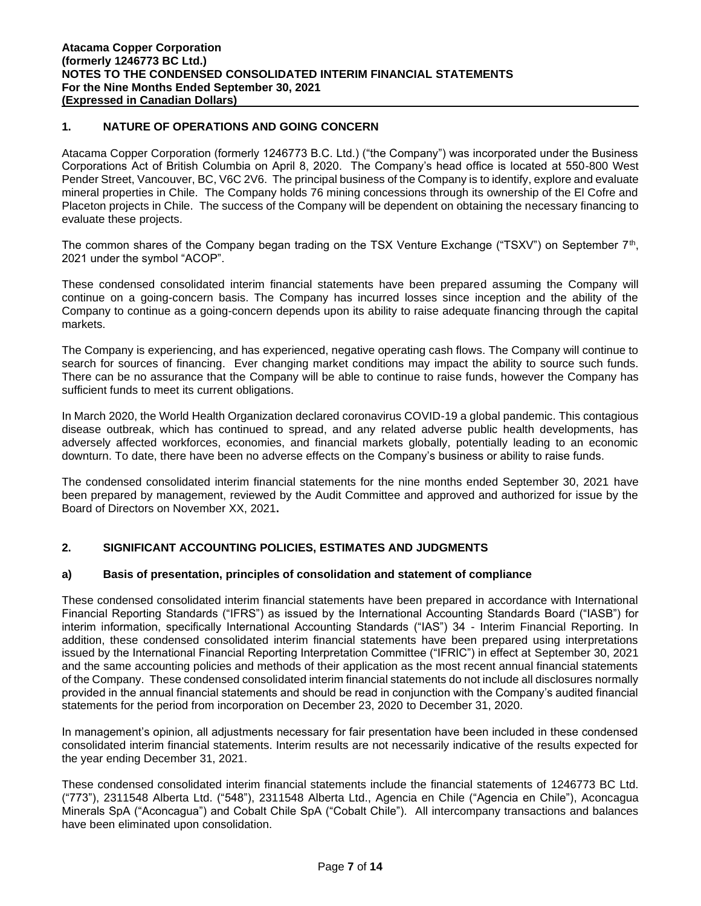**Atacama Copper Corporation**
**(formerly 1246773 BC Ltd.)**
**NOTES TO THE CONDENSED CONSOLIDATED INTERIM FINANCIAL STATEMENTS**
**For the Nine Months Ended September 30, 2021**
**(Expressed in Canadian Dollars)**

## 1. NATURE OF OPERATIONS AND GOING CONCERN

Atacama Copper Corporation (formerly 1246773 B.C. Ltd.) ("the Company") was incorporated under the Business Corporations Act of British Columbia on April 8, 2020. The Company's head office is located at 550-800 West Pender Street, Vancouver, BC, V6C 2V6. The principal business of the Company is to identify, explore and evaluate mineral properties in Chile. The Company holds 76 mining concessions through its ownership of the El Cofre and Placeton projects in Chile. The success of the Company will be dependent on obtaining the necessary financing to evaluate these projects.

The common shares of the Company began trading on the TSX Venture Exchange ("TSXV") on September 7th, 2021 under the symbol "ACOP".

These condensed consolidated interim financial statements have been prepared assuming the Company will continue on a going-concern basis. The Company has incurred losses since inception and the ability of the Company to continue as a going-concern depends upon its ability to raise adequate financing through the capital markets.

The Company is experiencing, and has experienced, negative operating cash flows. The Company will continue to search for sources of financing. Ever changing market conditions may impact the ability to source such funds. There can be no assurance that the Company will be able to continue to raise funds, however the Company has sufficient funds to meet its current obligations.

In March 2020, the World Health Organization declared coronavirus COVID-19 a global pandemic. This contagious disease outbreak, which has continued to spread, and any related adverse public health developments, has adversely affected workforces, economies, and financial markets globally, potentially leading to an economic downturn. To date, there have been no adverse effects on the Company's business or ability to raise funds.

The condensed consolidated interim financial statements for the nine months ended September 30, 2021 have been prepared by management, reviewed by the Audit Committee and approved and authorized for issue by the Board of Directors on November XX, 2021**.**

## 2. SIGNIFICANT ACCOUNTING POLICIES, ESTIMATES AND JUDGMENTS

### a) Basis of presentation, principles of consolidation and statement of compliance

These condensed consolidated interim financial statements have been prepared in accordance with International Financial Reporting Standards ("IFRS") as issued by the International Accounting Standards Board ("IASB") for interim information, specifically International Accounting Standards ("IAS") 34 - Interim Financial Reporting. In addition, these condensed consolidated interim financial statements have been prepared using interpretations issued by the International Financial Reporting Interpretation Committee ("IFRIC") in effect at September 30, 2021 and the same accounting policies and methods of their application as the most recent annual financial statements of the Company. These condensed consolidated interim financial statements do not include all disclosures normally provided in the annual financial statements and should be read in conjunction with the Company's audited financial statements for the period from incorporation on December 23, 2020 to December 31, 2020.

In management's opinion, all adjustments necessary for fair presentation have been included in these condensed consolidated interim financial statements. Interim results are not necessarily indicative of the results expected for the year ending December 31, 2021.

These condensed consolidated interim financial statements include the financial statements of 1246773 BC Ltd. ("773"), 2311548 Alberta Ltd. ("548"), 2311548 Alberta Ltd., Agencia en Chile ("Agencia en Chile"), Aconcagua Minerals SpA ("Aconcagua") and Cobalt Chile SpA ("Cobalt Chile"). All intercompany transactions and balances have been eliminated upon consolidation.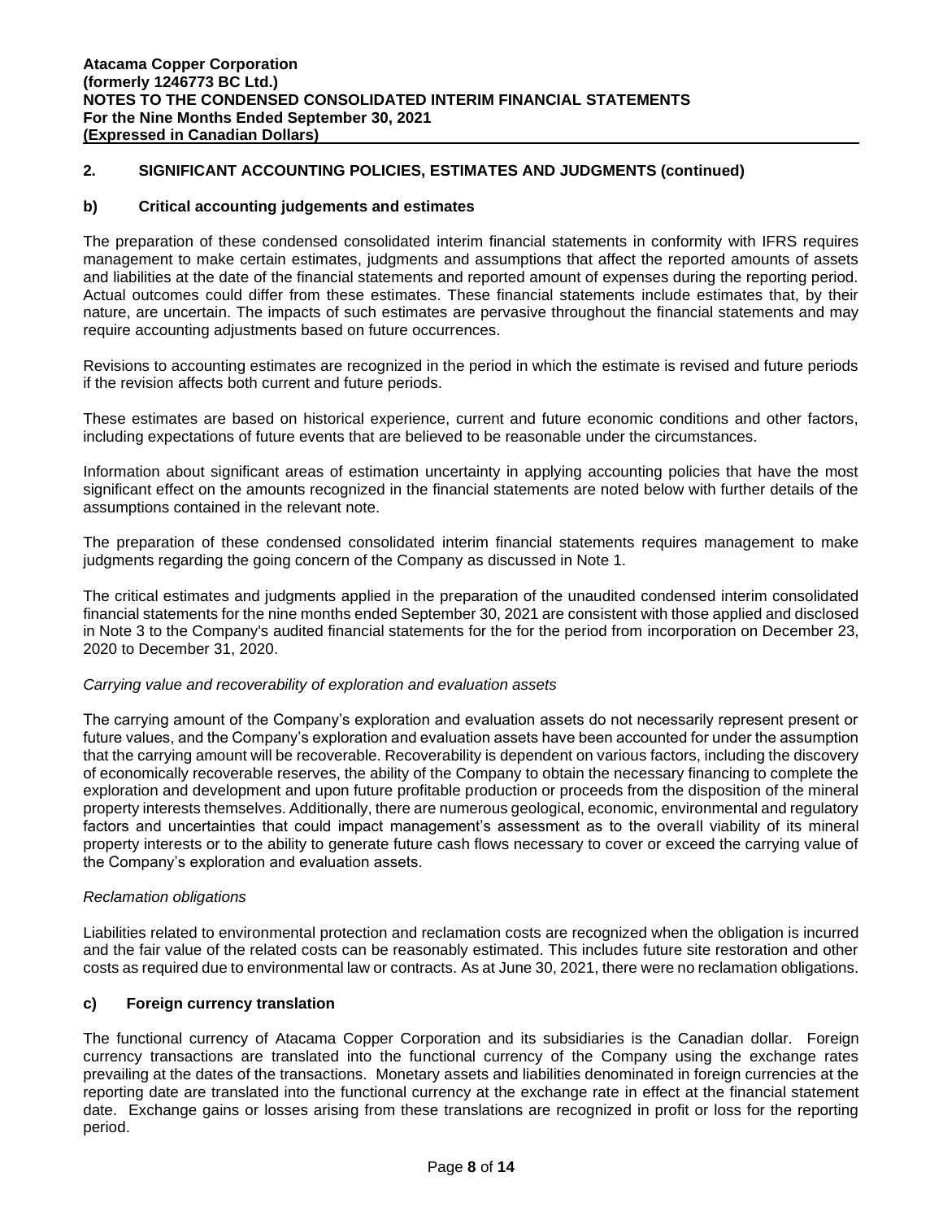## 2. SIGNIFICANT ACCOUNTING POLICIES, ESTIMATES AND JUDGMENTS (continued)

### b) Critical accounting judgements and estimates

The preparation of these condensed consolidated interim financial statements in conformity with IFRS requires management to make certain estimates, judgments and assumptions that affect the reported amounts of assets and liabilities at the date of the financial statements and reported amount of expenses during the reporting period. Actual outcomes could differ from these estimates. These financial statements include estimates that, by their nature, are uncertain. The impacts of such estimates are pervasive throughout the financial statements and may require accounting adjustments based on future occurrences.

Revisions to accounting estimates are recognized in the period in which the estimate is revised and future periods if the revision affects both current and future periods.

These estimates are based on historical experience, current and future economic conditions and other factors, including expectations of future events that are believed to be reasonable under the circumstances.

Information about significant areas of estimation uncertainty in applying accounting policies that have the most significant effect on the amounts recognized in the financial statements are noted below with further details of the assumptions contained in the relevant note.

The preparation of these condensed consolidated interim financial statements requires management to make judgments regarding the going concern of the Company as discussed in Note 1.

The critical estimates and judgments applied in the preparation of the unaudited condensed interim consolidated financial statements for the nine months ended September 30, 2021 are consistent with those applied and disclosed in Note 3 to the Company's audited financial statements for the for the period from incorporation on December 23, 2020 to December 31, 2020.

*Carrying value and recoverability of exploration and evaluation assets*

The carrying amount of the Company's exploration and evaluation assets do not necessarily represent present or future values, and the Company's exploration and evaluation assets have been accounted for under the assumption that the carrying amount will be recoverable. Recoverability is dependent on various factors, including the discovery of economically recoverable reserves, the ability of the Company to obtain the necessary financing to complete the exploration and development and upon future profitable production or proceeds from the disposition of the mineral property interests themselves. Additionally, there are numerous geological, economic, environmental and regulatory factors and uncertainties that could impact management's assessment as to the overall viability of its mineral property interests or to the ability to generate future cash flows necessary to cover or exceed the carrying value of the Company's exploration and evaluation assets.

*Reclamation obligations*

Liabilities related to environmental protection and reclamation costs are recognized when the obligation is incurred and the fair value of the related costs can be reasonably estimated. This includes future site restoration and other costs as required due to environmental law or contracts. As at June 30, 2021, there were no reclamation obligations.

### c) Foreign currency translation

The functional currency of Atacama Copper Corporation and its subsidiaries is the Canadian dollar. Foreign currency transactions are translated into the functional currency of the Company using the exchange rates prevailing at the dates of the transactions. Monetary assets and liabilities denominated in foreign currencies at the reporting date are translated into the functional currency at the exchange rate in effect at the financial statement date. Exchange gains or losses arising from these translations are recognized in profit or loss for the reporting period.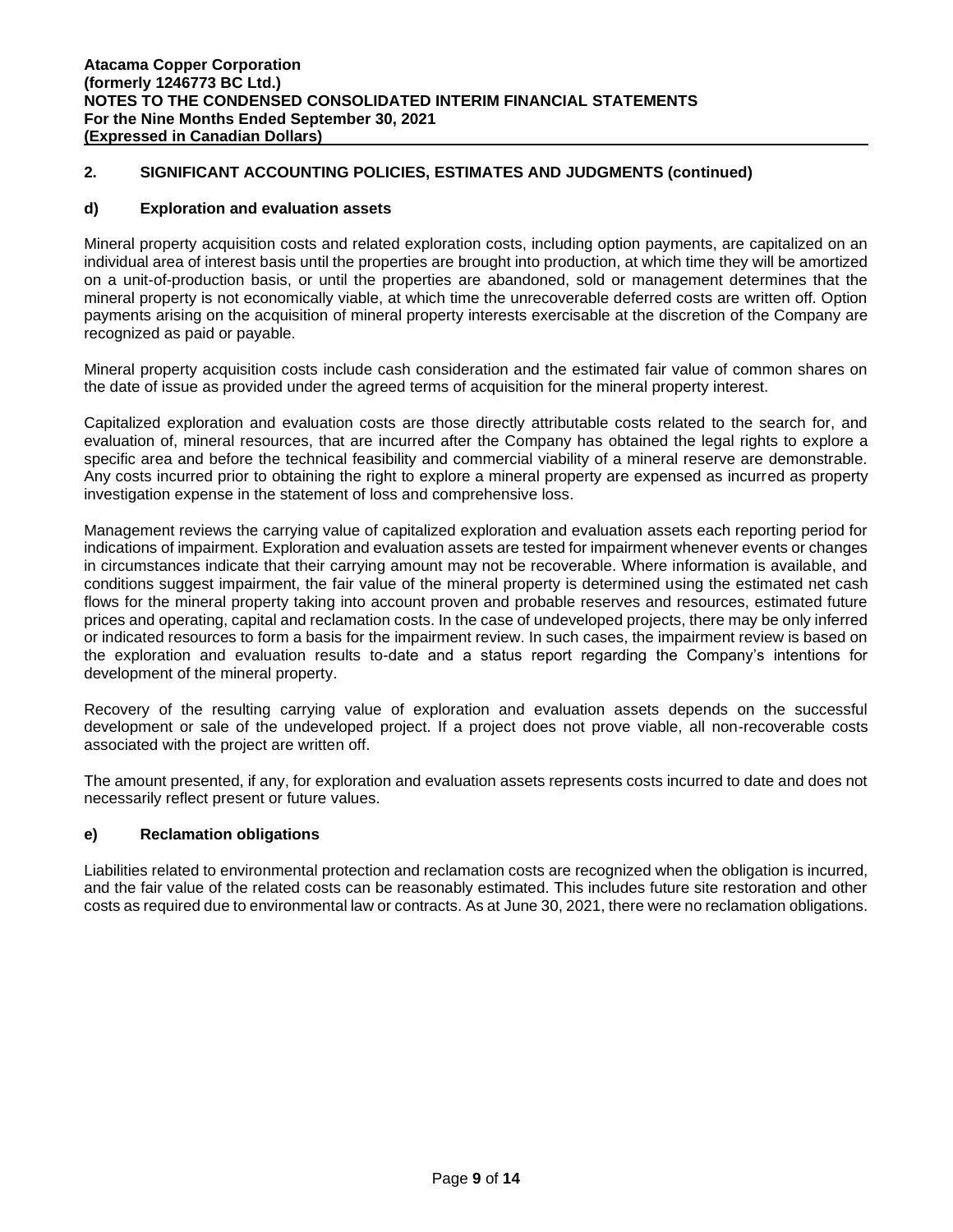## 2. SIGNIFICANT ACCOUNTING POLICIES, ESTIMATES AND JUDGMENTS (continued)

### d) Exploration and evaluation assets

Mineral property acquisition costs and related exploration costs, including option payments, are capitalized on an individual area of interest basis until the properties are brought into production, at which time they will be amortized on a unit-of-production basis, or until the properties are abandoned, sold or management determines that the mineral property is not economically viable, at which time the unrecoverable deferred costs are written off. Option payments arising on the acquisition of mineral property interests exercisable at the discretion of the Company are recognized as paid or payable.

Mineral property acquisition costs include cash consideration and the estimated fair value of common shares on the date of issue as provided under the agreed terms of acquisition for the mineral property interest.

Capitalized exploration and evaluation costs are those directly attributable costs related to the search for, and evaluation of, mineral resources, that are incurred after the Company has obtained the legal rights to explore a specific area and before the technical feasibility and commercial viability of a mineral reserve are demonstrable. Any costs incurred prior to obtaining the right to explore a mineral property are expensed as incurred as property investigation expense in the statement of loss and comprehensive loss.

Management reviews the carrying value of capitalized exploration and evaluation assets each reporting period for indications of impairment. Exploration and evaluation assets are tested for impairment whenever events or changes in circumstances indicate that their carrying amount may not be recoverable. Where information is available, and conditions suggest impairment, the fair value of the mineral property is determined using the estimated net cash flows for the mineral property taking into account proven and probable reserves and resources, estimated future prices and operating, capital and reclamation costs. In the case of undeveloped projects, there may be only inferred or indicated resources to form a basis for the impairment review. In such cases, the impairment review is based on the exploration and evaluation results to-date and a status report regarding the Company's intentions for development of the mineral property.

Recovery of the resulting carrying value of exploration and evaluation assets depends on the successful development or sale of the undeveloped project. If a project does not prove viable, all non-recoverable costs associated with the project are written off.

The amount presented, if any, for exploration and evaluation assets represents costs incurred to date and does not necessarily reflect present or future values.

### e) Reclamation obligations

Liabilities related to environmental protection and reclamation costs are recognized when the obligation is incurred, and the fair value of the related costs can be reasonably estimated. This includes future site restoration and other costs as required due to environmental law or contracts. As at June 30, 2021, there were no reclamation obligations.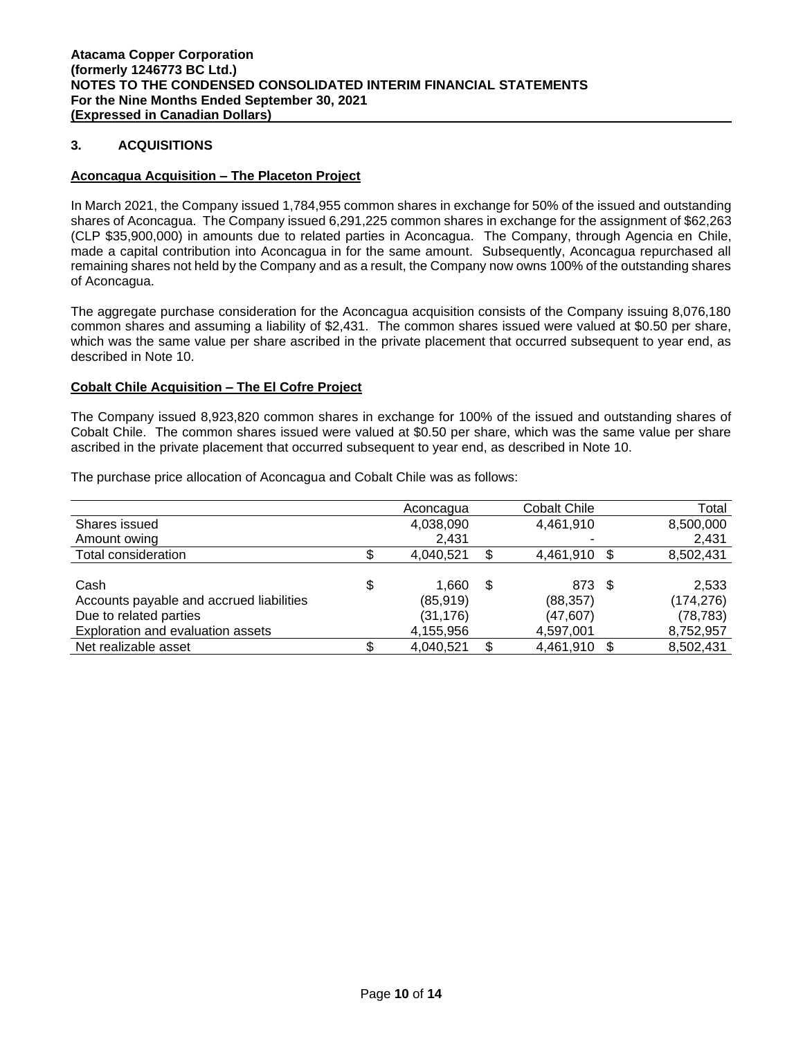## 3. ACQUISITIONS

**Aconcagua Acquisition – The Placeton Project**

In March 2021, the Company issued 1,784,955 common shares in exchange for 50% of the issued and outstanding shares of Aconcagua. The Company issued 6,291,225 common shares in exchange for the assignment of $62,263 (CLP $35,900,000) in amounts due to related parties in Aconcagua. The Company, through Agencia en Chile, made a capital contribution into Aconcagua in for the same amount. Subsequently, Aconcagua repurchased all remaining shares not held by the Company and as a result, the Company now owns 100% of the outstanding shares of Aconcagua.

The aggregate purchase consideration for the Aconcagua acquisition consists of the Company issuing 8,076,180 common shares and assuming a liability of $2,431. The common shares issued were valued at $0.50 per share, which was the same value per share ascribed in the private placement that occurred subsequent to year end, as described in Note 10.

**Cobalt Chile Acquisition – The El Cofre Project**

The Company issued 8,923,820 common shares in exchange for 100% of the issued and outstanding shares of Cobalt Chile. The common shares issued were valued at $0.50 per share, which was the same value per share ascribed in the private placement that occurred subsequent to year end, as described in Note 10.

The purchase price allocation of Aconcagua and Cobalt Chile was as follows:

| | Aconcagua | Cobalt Chile | Total |
|---|---|---|---|
| Shares issued | 4,038,090 | 4,461,910 | 8,500,000 |
| Amount owing | 2,431 | - | 2,431 |
| Total consideration | $ 4,040,521 | $ 4,461,910 | $ 8,502,431 |
| | | | |
| Cash | $ 1,660 | $ 873 | $ 2,533 |
| Accounts payable and accrued liabilities | (85,919) | (88,357) | (174,276) |
| Due to related parties | (31,176) | (47,607) | (78,783) |
| Exploration and evaluation assets | 4,155,956 | 4,597,001 | 8,752,957 |
| Net realizable asset | $ 4,040,521 | $ 4,461,910 | $ 8,502,431 |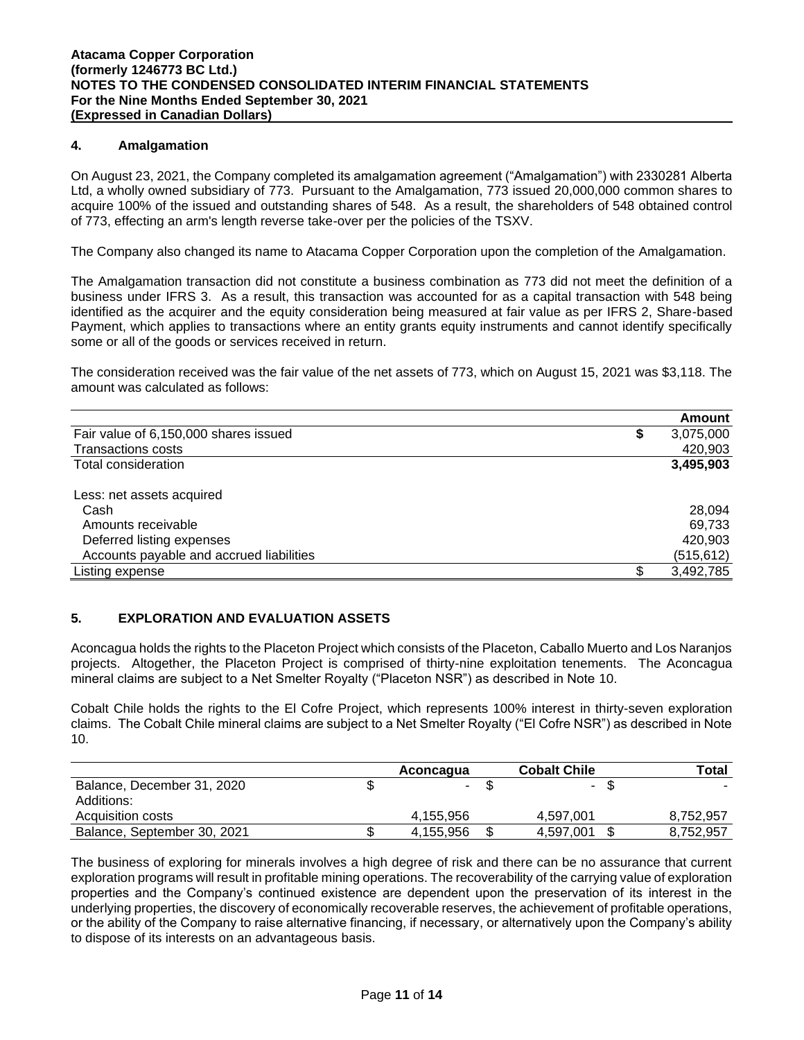## 4. Amalgamation

On August 23, 2021, the Company completed its amalgamation agreement ("Amalgamation") with 2330281 Alberta Ltd, a wholly owned subsidiary of 773. Pursuant to the Amalgamation, 773 issued 20,000,000 common shares to acquire 100% of the issued and outstanding shares of 548. As a result, the shareholders of 548 obtained control of 773, effecting an arm's length reverse take-over per the policies of the TSXV.

The Company also changed its name to Atacama Copper Corporation upon the completion of the Amalgamation.

The Amalgamation transaction did not constitute a business combination as 773 did not meet the definition of a business under IFRS 3. As a result, this transaction was accounted for as a capital transaction with 548 being identified as the acquirer and the equity consideration being measured at fair value as per IFRS 2, Share-based Payment, which applies to transactions where an entity grants equity instruments and cannot identify specifically some or all of the goods or services received in return.

The consideration received was the fair value of the net assets of 773, which on August 15, 2021 was $3,118. The amount was calculated as follows:

| | Amount |
|---|---:|
| Fair value of 6,150,000 shares issued | $ 3,075,000 |
| Transactions costs | 420,903 |
| Total consideration | **3,495,903** |
| | |
| Less: net assets acquired | |
| Cash | 28,094 |
| Amounts receivable | 69,733 |
| Deferred listing expenses | 420,903 |
| Accounts payable and accrued liabilities | (515,612) |
| Listing expense | $ 3,492,785 |

## 5. EXPLORATION AND EVALUATION ASSETS

Aconcagua holds the rights to the Placeton Project which consists of the Placeton, Caballo Muerto and Los Naranjos projects. Altogether, the Placeton Project is comprised of thirty-nine exploitation tenements. The Aconcagua mineral claims are subject to a Net Smelter Royalty ("Placeton NSR") as described in Note 10.

Cobalt Chile holds the rights to the El Cofre Project, which represents 100% interest in thirty-seven exploration claims. The Cobalt Chile mineral claims are subject to a Net Smelter Royalty ("El Cofre NSR") as described in Note 10.

| | Aconcagua | Cobalt Chile | Total |
|---|---:|---:|---:|
| Balance, December 31, 2020 | $ - | $ - | $ - |
| Additions: | | | |
| Acquisition costs | 4,155,956 | 4,597,001 | 8,752,957 |
| Balance, September 30, 2021 | $ 4,155,956 | $ 4,597,001 | $ 8,752,957 |

The business of exploring for minerals involves a high degree of risk and there can be no assurance that current exploration programs will result in profitable mining operations. The recoverability of the carrying value of exploration properties and the Company's continued existence are dependent upon the preservation of its interest in the underlying properties, the discovery of economically recoverable reserves, the achievement of profitable operations, or the ability of the Company to raise alternative financing, if necessary, or alternatively upon the Company's ability to dispose of its interests on an advantageous basis.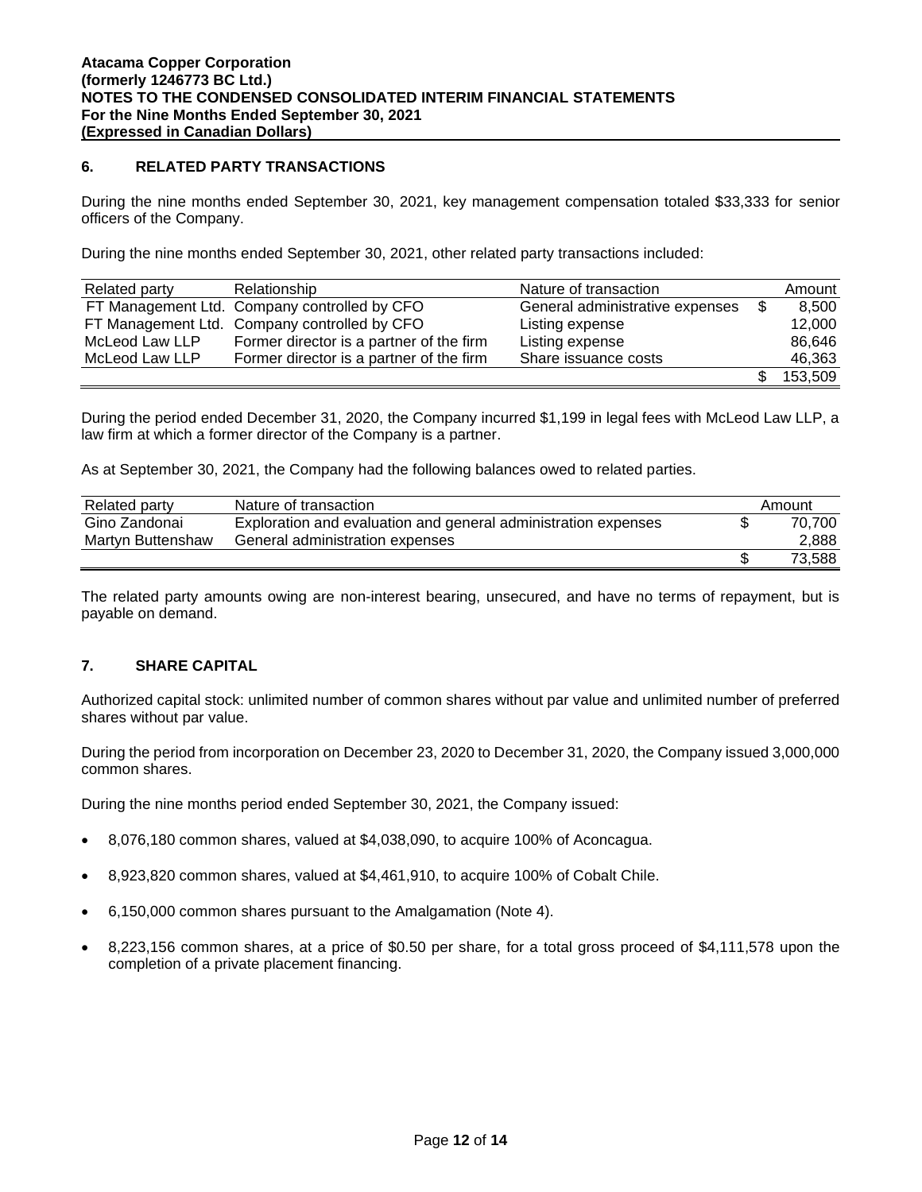## 6. RELATED PARTY TRANSACTIONS

During the nine months ended September 30, 2021, key management compensation totaled $33,333 for senior officers of the Company.

During the nine months ended September 30, 2021, other related party transactions included:

| Related party | Relationship | Nature of transaction | | Amount |
|---|---|---|---|---|
| FT Management Ltd. | Company controlled by CFO | General administrative expenses | $ | 8,500 |
| FT Management Ltd. | Company controlled by CFO | Listing expense | | 12,000 |
| McLeod Law LLP | Former director is a partner of the firm | Listing expense | | 86,646 |
| McLeod Law LLP | Former director is a partner of the firm | Share issuance costs | | 46,363 |
| | | | $ | 153,509 |

During the period ended December 31, 2020, the Company incurred $1,199 in legal fees with McLeod Law LLP, a law firm at which a former director of the Company is a partner.

As at September 30, 2021, the Company had the following balances owed to related parties.

| Related party | Nature of transaction | | Amount |
|---|---|---|---|
| Gino Zandonai | Exploration and evaluation and general administration expenses | $ | 70,700 |
| Martyn Buttenshaw | General administration expenses | | 2,888 |
| | | $ | 73,588 |

The related party amounts owing are non-interest bearing, unsecured, and have no terms of repayment, but is payable on demand.

## 7. SHARE CAPITAL

Authorized capital stock: unlimited number of common shares without par value and unlimited number of preferred shares without par value.

During the period from incorporation on December 23, 2020 to December 31, 2020, the Company issued 3,000,000 common shares.

During the nine months period ended September 30, 2021, the Company issued:

- 8,076,180 common shares, valued at $4,038,090, to acquire 100% of Aconcagua.
- 8,923,820 common shares, valued at $4,461,910, to acquire 100% of Cobalt Chile.
- 6,150,000 common shares pursuant to the Amalgamation (Note 4).
- 8,223,156 common shares, at a price of $0.50 per share, for a total gross proceed of $4,111,578 upon the completion of a private placement financing.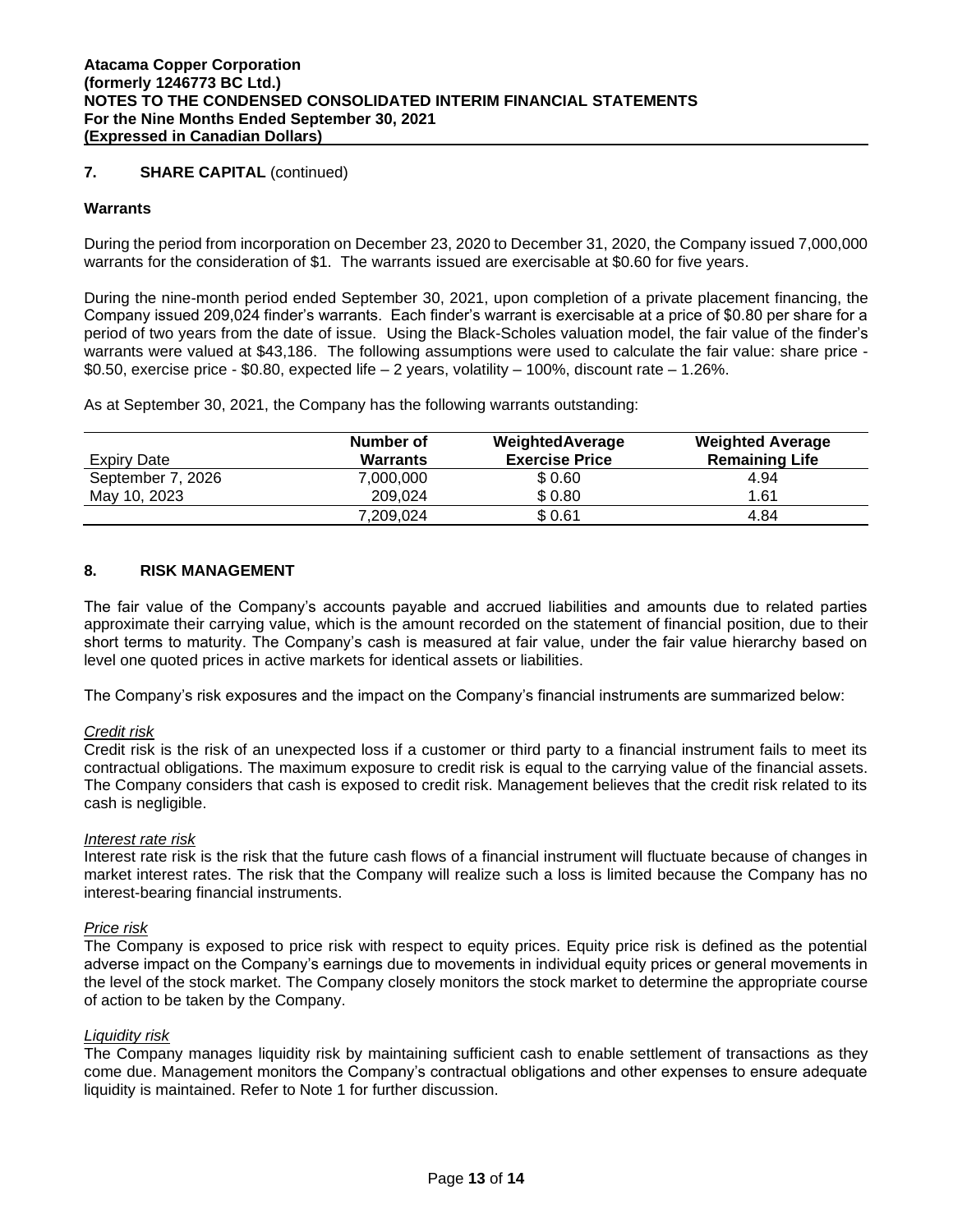## 7. SHARE CAPITAL (continued)

### Warrants

During the period from incorporation on December 23, 2020 to December 31, 2020, the Company issued 7,000,000 warrants for the consideration of $1. The warrants issued are exercisable at $0.60 for five years.

During the nine-month period ended September 30, 2021, upon completion of a private placement financing, the Company issued 209,024 finder's warrants. Each finder's warrant is exercisable at a price of $0.80 per share for a period of two years from the date of issue. Using the Black-Scholes valuation model, the fair value of the finder's warrants were valued at $43,186. The following assumptions were used to calculate the fair value: share price - $0.50, exercise price - $0.80, expected life – 2 years, volatility – 100%, discount rate – 1.26%.

As at September 30, 2021, the Company has the following warrants outstanding:

| Expiry Date | Number of Warrants | WeightedAverage Exercise Price | Weighted Average Remaining Life |
|---|---|---|---|
| September 7, 2026 | 7,000,000 | $ 0.60 | 4.94 |
| May 10, 2023 | 209,024 | $ 0.80 | 1.61 |
| | 7,209,024 | $ 0.61 | 4.84 |

## 8. RISK MANAGEMENT

The fair value of the Company's accounts payable and accrued liabilities and amounts due to related parties approximate their carrying value, which is the amount recorded on the statement of financial position, due to their short terms to maturity. The Company's cash is measured at fair value, under the fair value hierarchy based on level one quoted prices in active markets for identical assets or liabilities.

The Company's risk exposures and the impact on the Company's financial instruments are summarized below:

*Credit risk*
Credit risk is the risk of an unexpected loss if a customer or third party to a financial instrument fails to meet its contractual obligations. The maximum exposure to credit risk is equal to the carrying value of the financial assets. The Company considers that cash is exposed to credit risk. Management believes that the credit risk related to its cash is negligible.

*Interest rate risk*
Interest rate risk is the risk that the future cash flows of a financial instrument will fluctuate because of changes in market interest rates. The risk that the Company will realize such a loss is limited because the Company has no interest-bearing financial instruments.

*Price risk*
The Company is exposed to price risk with respect to equity prices. Equity price risk is defined as the potential adverse impact on the Company's earnings due to movements in individual equity prices or general movements in the level of the stock market. The Company closely monitors the stock market to determine the appropriate course of action to be taken by the Company.

*Liquidity risk*
The Company manages liquidity risk by maintaining sufficient cash to enable settlement of transactions as they come due. Management monitors the Company's contractual obligations and other expenses to ensure adequate liquidity is maintained. Refer to Note 1 for further discussion.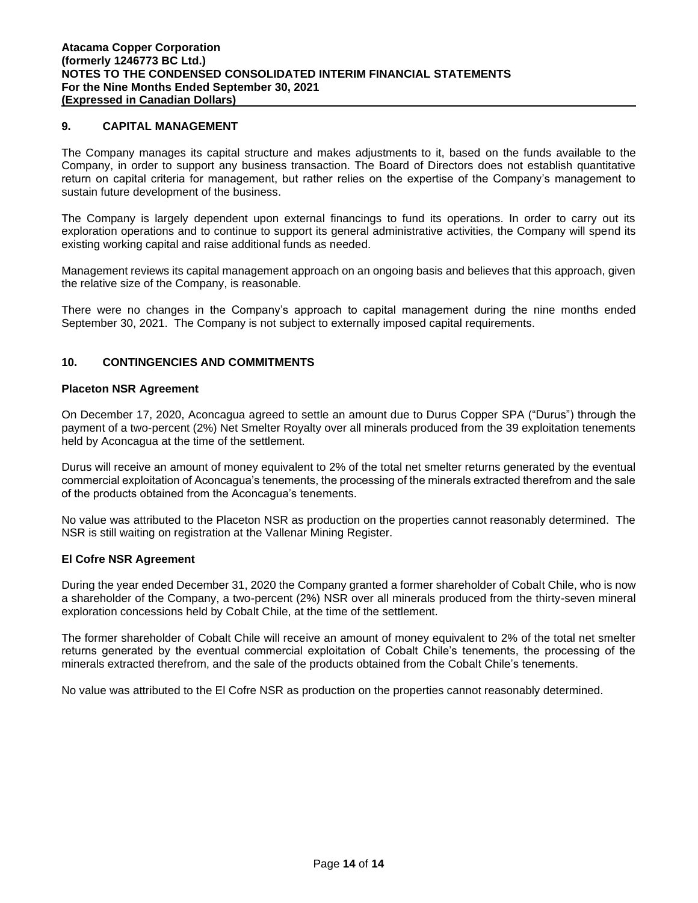## 9. CAPITAL MANAGEMENT

The Company manages its capital structure and makes adjustments to it, based on the funds available to the Company, in order to support any business transaction. The Board of Directors does not establish quantitative return on capital criteria for management, but rather relies on the expertise of the Company's management to sustain future development of the business.

The Company is largely dependent upon external financings to fund its operations. In order to carry out its exploration operations and to continue to support its general administrative activities, the Company will spend its existing working capital and raise additional funds as needed.

Management reviews its capital management approach on an ongoing basis and believes that this approach, given the relative size of the Company, is reasonable.

There were no changes in the Company's approach to capital management during the nine months ended September 30, 2021. The Company is not subject to externally imposed capital requirements.

## 10. CONTINGENCIES AND COMMITMENTS

### Placeton NSR Agreement

On December 17, 2020, Aconcagua agreed to settle an amount due to Durus Copper SPA ("Durus") through the payment of a two-percent (2%) Net Smelter Royalty over all minerals produced from the 39 exploitation tenements held by Aconcagua at the time of the settlement.

Durus will receive an amount of money equivalent to 2% of the total net smelter returns generated by the eventual commercial exploitation of Aconcagua's tenements, the processing of the minerals extracted therefrom and the sale of the products obtained from the Aconcagua's tenements.

No value was attributed to the Placeton NSR as production on the properties cannot reasonably determined. The NSR is still waiting on registration at the Vallenar Mining Register.

### El Cofre NSR Agreement

During the year ended December 31, 2020 the Company granted a former shareholder of Cobalt Chile, who is now a shareholder of the Company, a two-percent (2%) NSR over all minerals produced from the thirty-seven mineral exploration concessions held by Cobalt Chile, at the time of the settlement.

The former shareholder of Cobalt Chile will receive an amount of money equivalent to 2% of the total net smelter returns generated by the eventual commercial exploitation of Cobalt Chile's tenements, the processing of the minerals extracted therefrom, and the sale of the products obtained from the Cobalt Chile's tenements.

No value was attributed to the El Cofre NSR as production on the properties cannot reasonably determined.